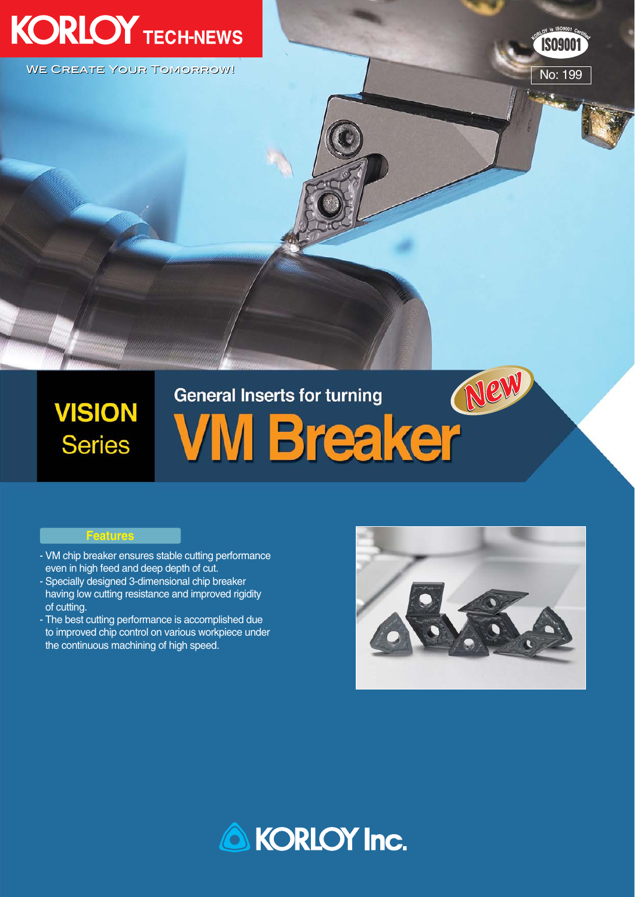# KORLOY TECH-NEWS

WE CREATE YOUR TOMORROW!

No: 199

VISION Series

## General Inserts for turning

# VM Breaker

New

### Features

- VM chip breaker ensures stable cutting performance even in high feed and deep depth of cut.
- Specially designed 3-dimensional chip breaker having low cutting resistance and improved rigidity of cutting.
- The best cutting performance is accomplished due to improved chip control on various workpiece under the continuous machining of high speed.

KORLOY Inc.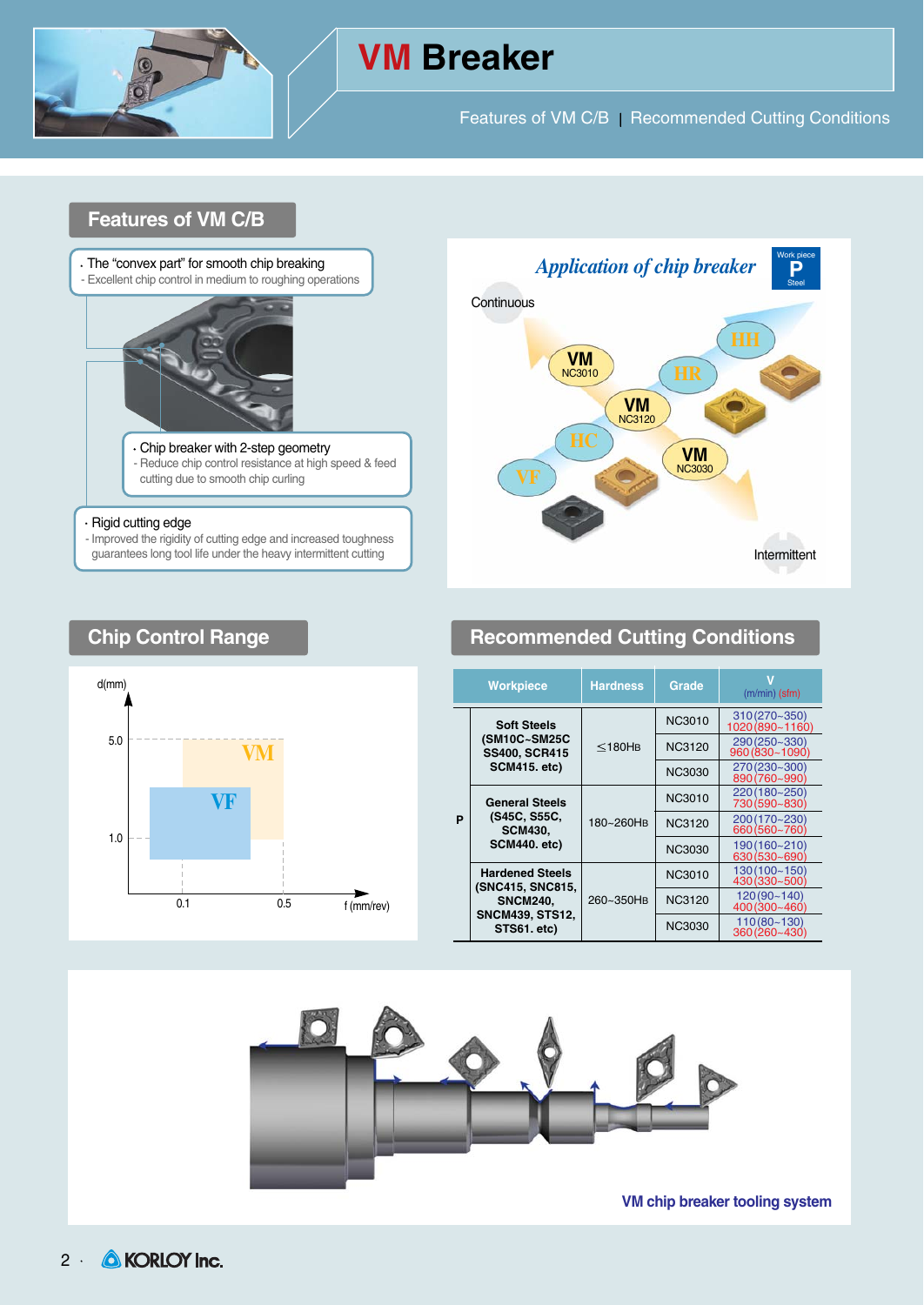# VM Breaker

Features of VM C/B | Recommended Cutting Conditions

## Features of VM C/B

- The "convex part" for smooth chip breaking
  - Excellent chip control in medium to roughing operations
- Chip breaker with 2-step geometry
  - Reduce chip control resistance at high speed & feed cutting due to smooth chip curling
- Rigid cutting edge
  - Improved the rigidity of cutting edge and increased toughness guarantees long tool life under the heavy intermittent cutting

*Application of chip breaker* — Work piece P Steel

Continuous

VM NC3010, VM NC3120, VM NC3030, HH, HR, HC, VF

Intermittent

## Chip Control Range

d(mm): 5.0, 1.0

f (mm/rev): 0.1, 0.5

VM, VF

## Recommended Cutting Conditions

| | Workpiece | Hardness | Grade | V (m/min) (sfm) |
|---|---|---|---|---|
| P | Soft Steels (SM10C~SM25C SS400, SCR415 SCM415. etc) | ≤180HB | NC3010 | 310(270~350) 1020(890~1160) |
| | | | NC3120 | 290(250~330) 960(830~1090) |
| | | | NC3030 | 270(230~300) 890(760~990) |
| | General Steels (S45C, S55C, SCM430, SCM440. etc) | 180~260HB | NC3010 | 220(180~250) 730(590~830) |
| | | | NC3120 | 200(170~230) 660(560~760) |
| | | | NC3030 | 190(160~210) 630(530~690) |
| | Hardened Steels (SNC415, SNC815, SNCM240, SNCM439, STS12, STS61. etc) | 260~350HB | NC3010 | 130(100~150) 430(330~500) |
| | | | NC3120 | 120(90~140) 400(300~460) |
| | | | NC3030 | 110(80~130) 360(260~430) |

VM chip breaker tooling system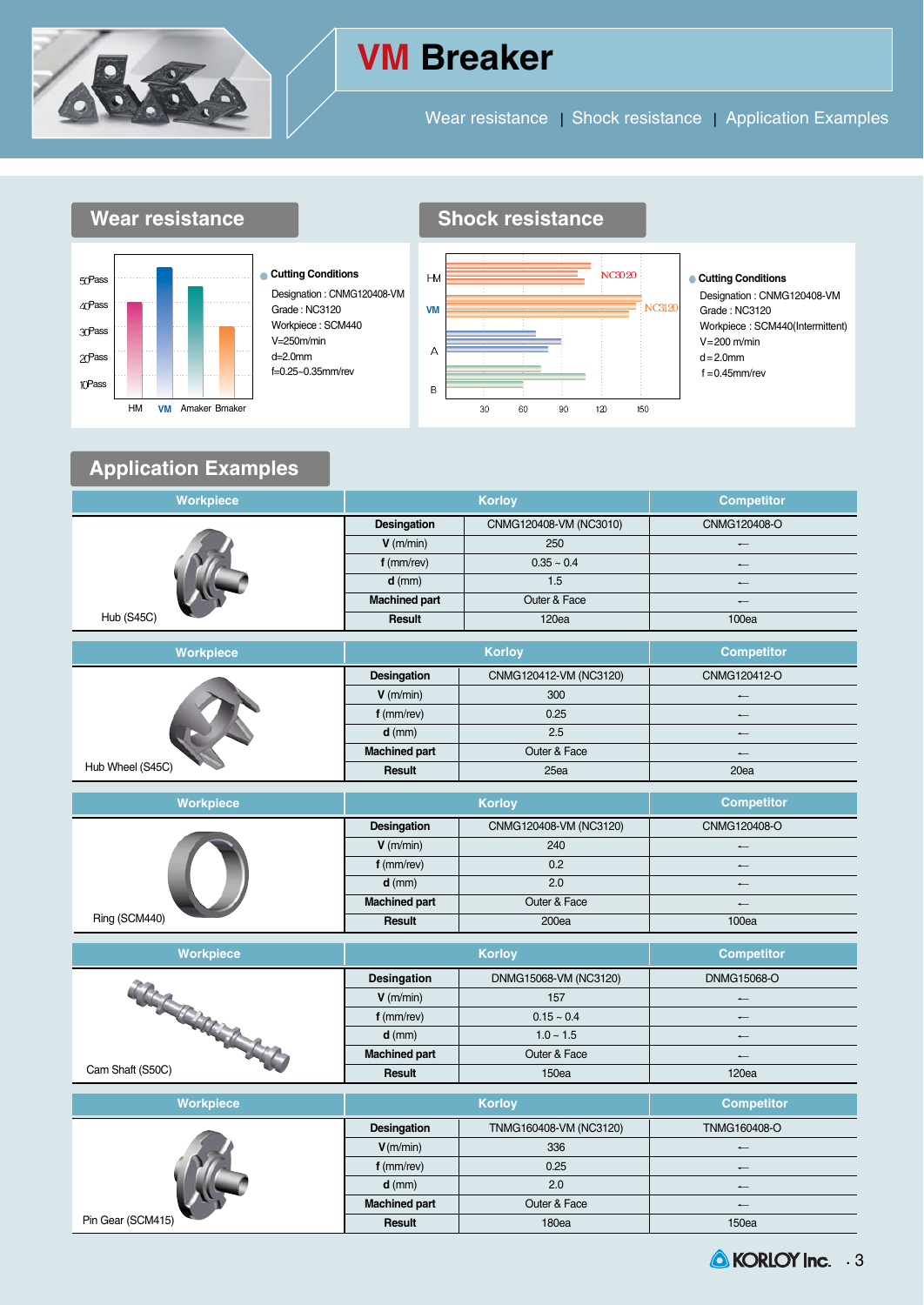# VM Breaker

Wear resistance | Shock resistance | Application Examples

## Wear resistance

50Pass
40Pass
30Pass
20Pass
10Pass

HM VM Amaker Bmaker

- Cutting Conditions

Designation : CNMG120408-VM
Grade : NC3120
Workpiece : SCM440
V=250m/min
d=2.0mm
f=0.25~0.35mm/rev

## Shock resistance

HM
VM
A
B

NC3020
NC3120

30 60 90 120 150

- Cutting Conditions

Designation : CNMG120408-VM
Grade : NC3120
Workpiece : SCM440(Intermittent)
V=200 m/min
d=2.0mm
f =0.45mm/rev

## Application Examples

| Workpiece | | Korloy | Competitor |
|---|---|---|---|
| Hub (S45C) | Desingation | CNMG120408-VM (NC3010) | CNMG120408-O |
| | V (m/min) | 250 | ← |
| | f (mm/rev) | 0.35 ~ 0.4 | ← |
| | d (mm) | 1.5 | ← |
| | Machined part | Outer & Face | ← |
| | Result | 120ea | 100ea |

| Workpiece | | Korloy | Competitor |
|---|---|---|---|
| Hub Wheel (S45C) | Desingation | CNMG120412-VM (NC3120) | CNMG120412-O |
| | V (m/min) | 300 | ← |
| | f (mm/rev) | 0.25 | ← |
| | d (mm) | 2.5 | ← |
| | Machined part | Outer & Face | ← |
| | Result | 25ea | 20ea |

| Workpiece | | Korloy | Competitor |
|---|---|---|---|
| Ring (SCM440) | Desingation | CNMG120408-VM (NC3120) | CNMG120408-O |
| | V (m/min) | 240 | ← |
| | f (mm/rev) | 0.2 | ← |
| | d (mm) | 2.0 | ← |
| | Machined part | Outer & Face | ← |
| | Result | 200ea | 100ea |

| Workpiece | | Korloy | Competitor |
|---|---|---|---|
| Cam Shaft (S50C) | Desingation | DNMG15068-VM (NC3120) | DNMG15068-O |
| | V (m/min) | 157 | ← |
| | f (mm/rev) | 0.15 ~ 0.4 | ← |
| | d (mm) | 1.0 ~ 1.5 | ← |
| | Machined part | Outer & Face | ← |
| | Result | 150ea | 120ea |

| Workpiece | | Korloy | Competitor |
|---|---|---|---|
| Pin Gear (SCM415) | Desingation | TNMG160408-VM (NC3120) | TNMG160408-O |
| | V (m/min) | 336 | ← |
| | f (mm/rev) | 0.25 | ← |
| | d (mm) | 2.0 | ← |
| | Machined part | Outer & Face | ← |
| | Result | 180ea | 150ea |

KORLOY Inc.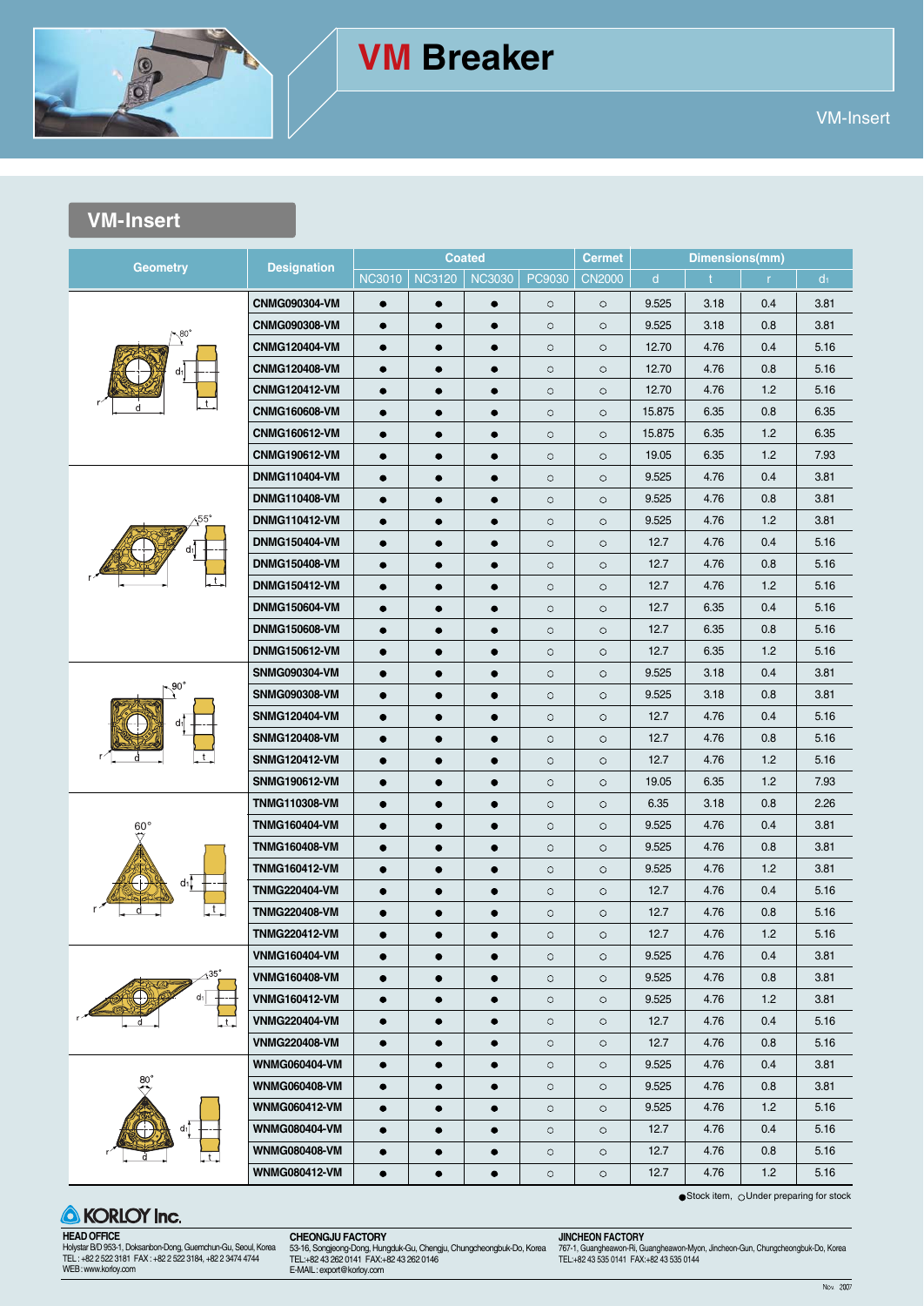# VM Breaker

VM-Insert

## VM-Insert

| Geometry | Designation | Coated | | | | Cermet | Dimensions(mm) | | | |
|---|---|---|---|---|---|---|---|---|---|---|
| | | NC3010 | NC3120 | NC3030 | PC9030 | CN2000 | d | t | r | $d_1$ |
| 80° | CNMG090304-VM | ● | ● | ● | ○ | ○ | 9.525 | 3.18 | 0.4 | 3.81 |
| | CNMG090308-VM | ● | ● | ● | ○ | ○ | 9.525 | 3.18 | 0.8 | 3.81 |
| | CNMG120404-VM | ● | ● | ● | ○ | ○ | 12.70 | 4.76 | 0.4 | 5.16 |
| | CNMG120408-VM | ● | ● | ● | ○ | ○ | 12.70 | 4.76 | 0.8 | 5.16 |
| | CNMG120412-VM | ● | ● | ● | ○ | ○ | 12.70 | 4.76 | 1.2 | 5.16 |
| | CNMG160608-VM | ● | ● | ● | ○ | ○ | 15.875 | 6.35 | 0.8 | 6.35 |
| | CNMG160612-VM | ● | ● | ● | ○ | ○ | 15.875 | 6.35 | 1.2 | 6.35 |
| | CNMG190612-VM | ● | ● | ● | ○ | ○ | 19.05 | 6.35 | 1.2 | 7.93 |
| 55° | DNMG110404-VM | ● | ● | ● | ○ | ○ | 9.525 | 4.76 | 0.4 | 3.81 |
| | DNMG110408-VM | ● | ● | ● | ○ | ○ | 9.525 | 4.76 | 0.8 | 3.81 |
| | DNMG110412-VM | ● | ● | ● | ○ | ○ | 9.525 | 4.76 | 1.2 | 3.81 |
| | DNMG150404-VM | ● | ● | ● | ○ | ○ | 12.7 | 4.76 | 0.4 | 5.16 |
| | DNMG150408-VM | ● | ● | ● | ○ | ○ | 12.7 | 4.76 | 0.8 | 5.16 |
| | DNMG150412-VM | ● | ● | ● | ○ | ○ | 12.7 | 4.76 | 1.2 | 5.16 |
| | DNMG150604-VM | ● | ● | ● | ○ | ○ | 12.7 | 6.35 | 0.4 | 5.16 |
| | DNMG150608-VM | ● | ● | ● | ○ | ○ | 12.7 | 6.35 | 0.8 | 5.16 |
| | DNMG150612-VM | ● | ● | ● | ○ | ○ | 12.7 | 6.35 | 1.2 | 5.16 |
| 90° | SNMG090304-VM | ● | ● | ● | ○ | ○ | 9.525 | 3.18 | 0.4 | 3.81 |
| | SNMG090308-VM | ● | ● | ● | ○ | ○ | 9.525 | 3.18 | 0.8 | 3.81 |
| | SNMG120404-VM | ● | ● | ● | ○ | ○ | 12.7 | 4.76 | 0.4 | 5.16 |
| | SNMG120408-VM | ● | ● | ● | ○ | ○ | 12.7 | 4.76 | 0.8 | 5.16 |
| | SNMG120412-VM | ● | ● | ● | ○ | ○ | 12.7 | 4.76 | 1.2 | 5.16 |
| | SNMG190612-VM | ● | ● | ● | ○ | ○ | 19.05 | 6.35 | 1.2 | 7.93 |
| 60° | TNMG110308-VM | ● | ● | ● | ○ | ○ | 6.35 | 3.18 | 0.8 | 2.26 |
| | TNMG160404-VM | ● | ● | ● | ○ | ○ | 9.525 | 4.76 | 0.4 | 3.81 |
| | TNMG160408-VM | ● | ● | ● | ○ | ○ | 9.525 | 4.76 | 0.8 | 3.81 |
| | TNMG160412-VM | ● | ● | ● | ○ | ○ | 9.525 | 4.76 | 1.2 | 3.81 |
| | TNMG220404-VM | ● | ● | ● | ○ | ○ | 12.7 | 4.76 | 0.4 | 5.16 |
| | TNMG220408-VM | ● | ● | ● | ○ | ○ | 12.7 | 4.76 | 0.8 | 5.16 |
| | TNMG220412-VM | ● | ● | ● | ○ | ○ | 12.7 | 4.76 | 1.2 | 5.16 |
| 35° | VNMG160404-VM | ● | ● | ● | ○ | ○ | 9.525 | 4.76 | 0.4 | 3.81 |
| | VNMG160408-VM | ● | ● | ● | ○ | ○ | 9.525 | 4.76 | 0.8 | 3.81 |
| | VNMG160412-VM | ● | ● | ● | ○ | ○ | 9.525 | 4.76 | 1.2 | 3.81 |
| | VNMG220404-VM | ● | ● | ● | ○ | ○ | 12.7 | 4.76 | 0.4 | 5.16 |
| | VNMG220408-VM | ● | ● | ● | ○ | ○ | 12.7 | 4.76 | 0.8 | 5.16 |
| 80° | WNMG060404-VM | ● | ● | ● | ○ | ○ | 9.525 | 4.76 | 0.4 | 3.81 |
| | WNMG060408-VM | ● | ● | ● | ○ | ○ | 9.525 | 4.76 | 0.8 | 3.81 |
| | WNMG060412-VM | ● | ● | ● | ○ | ○ | 9.525 | 4.76 | 1.2 | 5.16 |
| | WNMG080404-VM | ● | ● | ● | ○ | ○ | 12.7 | 4.76 | 0.4 | 5.16 |
| | WNMG080408-VM | ● | ● | ● | ○ | ○ | 12.7 | 4.76 | 0.8 | 5.16 |
| | WNMG080412-VM | ● | ● | ● | ○ | ○ | 12.7 | 4.76 | 1.2 | 5.16 |

●Stock item, ○Under preparing for stock

**KORLOY Inc.**

**HEAD OFFICE**
Holystar B/D 953-1, Doksanbon-Dong, Guemchun-Gu, Seoul, Korea
TEL : +82 2 522 3181 FAX : +82 2 522 3184, +82 2 3474 4744
WEB : www.korloy.com

**CHEONGJU FACTORY**
53-16, Songjeong-Dong, Hungduk-Gu, Chengju, Chungcheongbuk-Do, Korea
TEL:+82 43 262 0141 FAX:+82 43 262 0146
E-MAIL : export@korloy.com

**JINCHEON FACTORY**
767-1, Guangheawon-Ri, Guangheawon-Myon, Jincheon-Gun, Chungcheongbuk-Do, Korea
TEL:+82 43 535 0141 FAX:+82 43 535 0144

Nov 2007